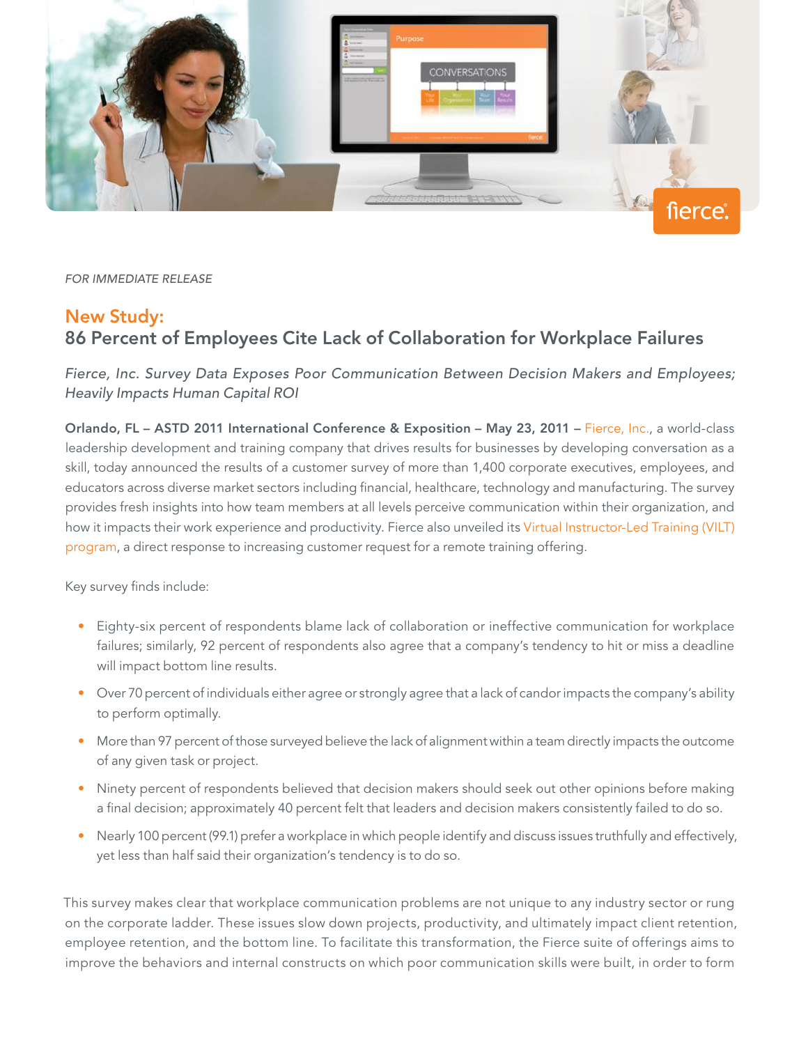*FOR IMMEDIATE RELEASE*

# New Study:
## 86 Percent of Employees Cite Lack of Collaboration for Workplace Failures

*Fierce, Inc. Survey Data Exposes Poor Communication Between Decision Makers and Employees; Heavily Impacts Human Capital ROI*

**Orlando, FL – ASTD 2011 International Conference & Exposition – May 23, 2011 –** Fierce, Inc., a world-class leadership development and training company that drives results for businesses by developing conversation as a skill, today announced the results of a customer survey of more than 1,400 corporate executives, employees, and educators across diverse market sectors including financial, healthcare, technology and manufacturing. The survey provides fresh insights into how team members at all levels perceive communication within their organization, and how it impacts their work experience and productivity. Fierce also unveiled its Virtual Instructor-Led Training (VILT) program, a direct response to increasing customer request for a remote training offering.

Key survey finds include:

- Eighty-six percent of respondents blame lack of collaboration or ineffective communication for workplace failures; similarly, 92 percent of respondents also agree that a company's tendency to hit or miss a deadline will impact bottom line results.
- Over 70 percent of individuals either agree or strongly agree that a lack of candor impacts the company's ability to perform optimally.
- More than 97 percent of those surveyed believe the lack of alignment within a team directly impacts the outcome of any given task or project.
- Ninety percent of respondents believed that decision makers should seek out other opinions before making a final decision; approximately 40 percent felt that leaders and decision makers consistently failed to do so.
- Nearly 100 percent (99.1) prefer a workplace in which people identify and discuss issues truthfully and effectively, yet less than half said their organization's tendency is to do so.

This survey makes clear that workplace communication problems are not unique to any industry sector or rung on the corporate ladder. These issues slow down projects, productivity, and ultimately impact client retention, employee retention, and the bottom line. To facilitate this transformation, the Fierce suite of offerings aims to improve the behaviors and internal constructs on which poor communication skills were built, in order to form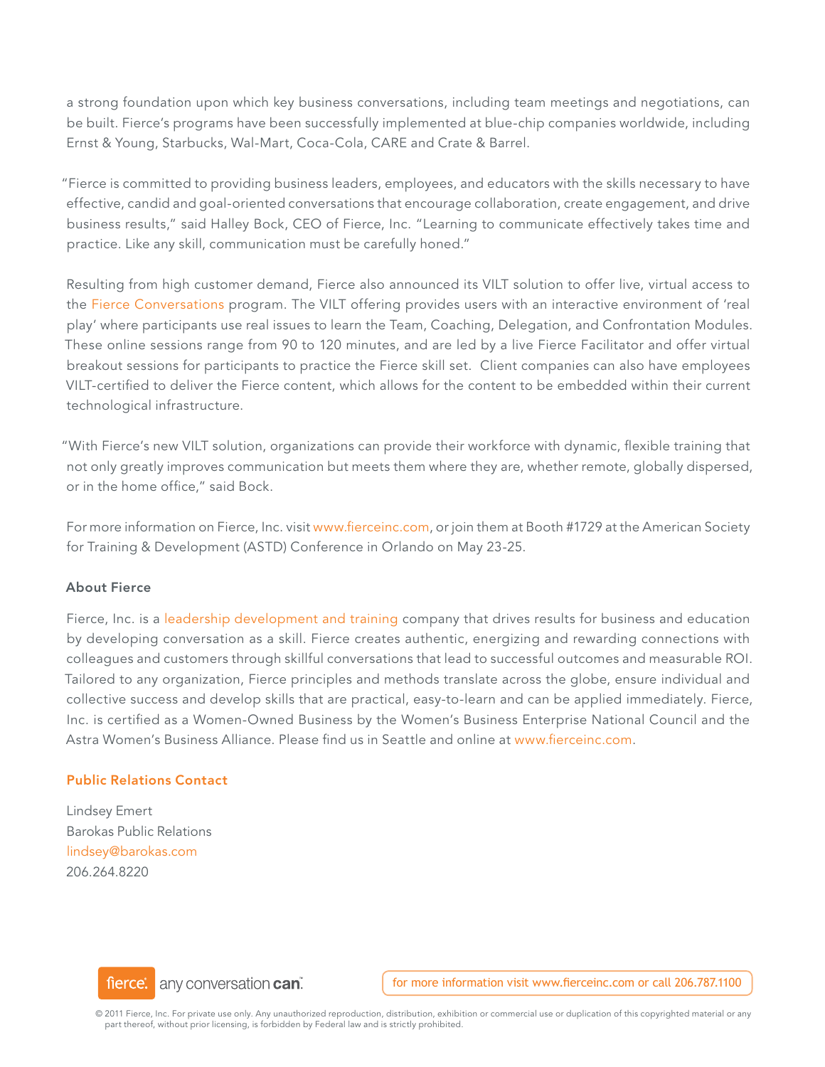a strong foundation upon which key business conversations, including team meetings and negotiations, can be built. Fierce's programs have been successfully implemented at blue-chip companies worldwide, including Ernst & Young, Starbucks, Wal-Mart, Coca-Cola, CARE and Crate & Barrel.

"Fierce is committed to providing business leaders, employees, and educators with the skills necessary to have effective, candid and goal-oriented conversations that encourage collaboration, create engagement, and drive business results," said Halley Bock, CEO of Fierce, Inc. "Learning to communicate effectively takes time and practice. Like any skill, communication must be carefully honed."

Resulting from high customer demand, Fierce also announced its VILT solution to offer live, virtual access to the Fierce Conversations program. The VILT offering provides users with an interactive environment of 'real play' where participants use real issues to learn the Team, Coaching, Delegation, and Confrontation Modules. These online sessions range from 90 to 120 minutes, and are led by a live Fierce Facilitator and offer virtual breakout sessions for participants to practice the Fierce skill set. Client companies can also have employees VILT-certified to deliver the Fierce content, which allows for the content to be embedded within their current technological infrastructure.

"With Fierce's new VILT solution, organizations can provide their workforce with dynamic, flexible training that not only greatly improves communication but meets them where they are, whether remote, globally dispersed, or in the home office," said Bock.

For more information on Fierce, Inc. visit www.fierceinc.com, or join them at Booth #1729 at the American Society for Training & Development (ASTD) Conference in Orlando on May 23-25.

### About Fierce

Fierce, Inc. is a leadership development and training company that drives results for business and education by developing conversation as a skill. Fierce creates authentic, energizing and rewarding connections with colleagues and customers through skillful conversations that lead to successful outcomes and measurable ROI. Tailored to any organization, Fierce principles and methods translate across the globe, ensure individual and collective success and develop skills that are practical, easy-to-learn and can be applied immediately. Fierce, Inc. is certified as a Women-Owned Business by the Women's Business Enterprise National Council and the Astra Women's Business Alliance. Please find us in Seattle and online at www.fierceinc.com.

### Public Relations Contact

Lindsey Emert
Barokas Public Relations
lindsey@barokas.com
206.264.8220

fierce. any conversation can.

for more information visit www.fierceinc.com or call 206.787.1100

© 2011 Fierce, Inc. For private use only. Any unauthorized reproduction, distribution, exhibition or commercial use or duplication of this copyrighted material or any part thereof, without prior licensing, is forbidden by Federal law and is strictly prohibited.